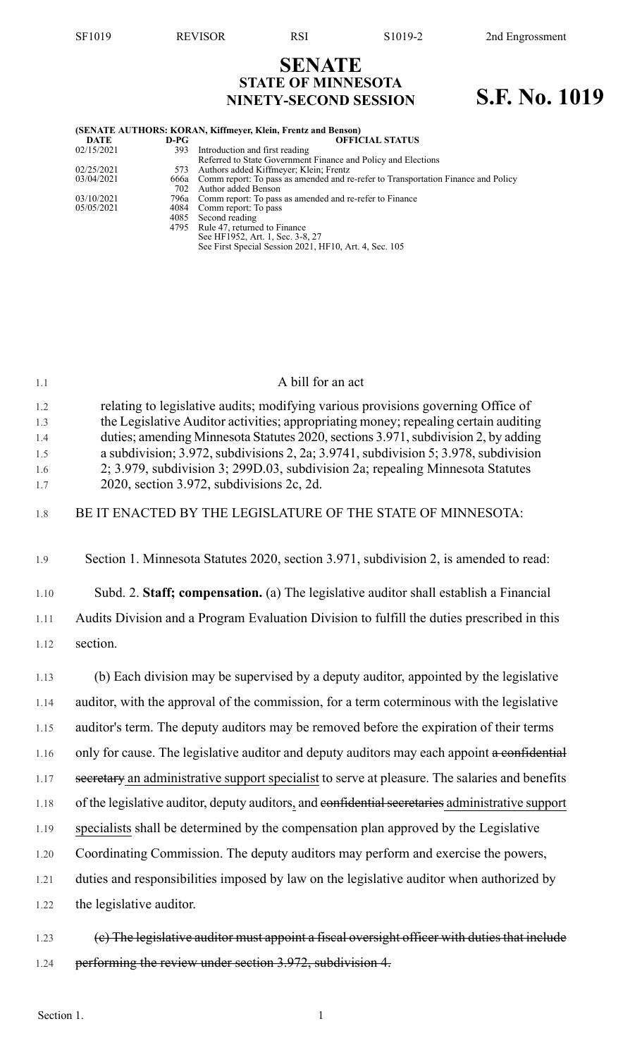# SENATE
## STATE OF MINNESOTA
## NINETY-SECOND SESSION

# S.F. No. 1019

**(SENATE AUTHORS: KORAN, Kiffmeyer, Klein, Frentz and Benson)**

| DATE | D-PG | OFFICIAL STATUS |
|---|---|---|
| 02/15/2021 | 393 | Introduction and first reading |
| | | Referred to State Government Finance and Policy and Elections |
| 02/25/2021 | 573 | Authors added Kiffmeyer; Klein; Frentz |
| 03/04/2021 | 666a | Comm report: To pass as amended and re-refer to Transportation Finance and Policy |
| | 702 | Author added Benson |
| 03/10/2021 | 796a | Comm report: To pass as amended and re-refer to Finance |
| 05/05/2021 | 4084 | Comm report: To pass |
| | 4085 | Second reading |
| | 4795 | Rule 47, returned to Finance |
| | | See HF1952, Art. 1, Sec. 3-8, 27 |
| | | See First Special Session 2021, HF10, Art. 4, Sec. 105 |

A bill for an act

relating to legislative audits; modifying various provisions governing Office of the Legislative Auditor activities; appropriating money; repealing certain auditing duties; amending Minnesota Statutes 2020, sections 3.971, subdivision 2, by adding a subdivision; 3.972, subdivisions 2, 2a; 3.9741, subdivision 5; 3.978, subdivision 2; 3.979, subdivision 3; 299D.03, subdivision 2a; repealing Minnesota Statutes 2020, section 3.972, subdivisions 2c, 2d.

BE IT ENACTED BY THE LEGISLATURE OF THE STATE OF MINNESOTA:

Section 1. Minnesota Statutes 2020, section 3.971, subdivision 2, is amended to read:

Subd. 2. **Staff; compensation.** (a) The legislative auditor shall establish a Financial Audits Division and a Program Evaluation Division to fulfill the duties prescribed in this section.

(b) Each division may be supervised by a deputy auditor, appointed by the legislative auditor, with the approval of the commission, for a term coterminous with the legislative auditor's term. The deputy auditors may be removed before the expiration of their terms only for cause. The legislative auditor and deputy auditors may each appoint ~~a confidential secretary~~ an administrative support specialist to serve at pleasure. The salaries and benefits of the legislative auditor, deputy auditors, and ~~confidential secretaries~~ administrative support specialists shall be determined by the compensation plan approved by the Legislative Coordinating Commission. The deputy auditors may perform and exercise the powers, duties and responsibilities imposed by law on the legislative auditor when authorized by the legislative auditor.

~~(c) The legislative auditor must appoint a fiscal oversight officer with duties that include performing the review under section 3.972, subdivision 4.~~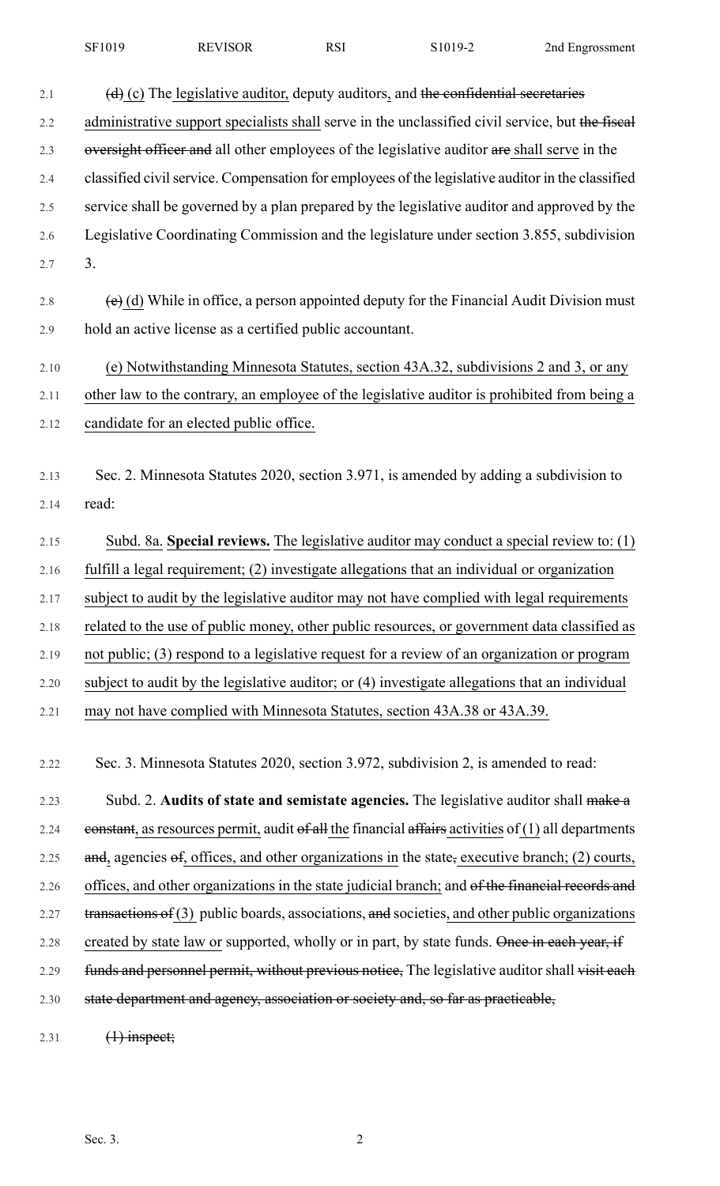~~(d)~~ (c) The legislative auditor, deputy auditors, and ~~the confidential secretaries~~ administrative support specialists shall serve in the unclassified civil service, but ~~the fiscal oversight officer and~~ all other employees of the legislative auditor ~~are~~ shall serve in the classified civil service. Compensation for employees of the legislative auditor in the classified service shall be governed by a plan prepared by the legislative auditor and approved by the Legislative Coordinating Commission and the legislature under section 3.855, subdivision 3.

~~(e)~~ (d) While in office, a person appointed deputy for the Financial Audit Division must hold an active license as a certified public accountant.

(e) Notwithstanding Minnesota Statutes, section 43A.32, subdivisions 2 and 3, or any other law to the contrary, an employee of the legislative auditor is prohibited from being a candidate for an elected public office.

Sec. 2. Minnesota Statutes 2020, section 3.971, is amended by adding a subdivision to read:

Subd. 8a. **Special reviews.** The legislative auditor may conduct a special review to: (1) fulfill a legal requirement; (2) investigate allegations that an individual or organization subject to audit by the legislative auditor may not have complied with legal requirements related to the use of public money, other public resources, or government data classified as not public; (3) respond to a legislative request for a review of an organization or program subject to audit by the legislative auditor; or (4) investigate allegations that an individual may not have complied with Minnesota Statutes, section 43A.38 or 43A.39.

Sec. 3. Minnesota Statutes 2020, section 3.972, subdivision 2, is amended to read:

Subd. 2. **Audits of state and semistate agencies.** The legislative auditor shall ~~make a constant~~, as resources permit, audit ~~of all~~ the financial ~~affairs~~ activities of (1) all departments ~~and~~, agencies ~~of~~, offices, and other organizations in the state~~,~~ executive branch; (2) courts, offices, and other organizations in the state judicial branch; and ~~of the financial records and transactions of~~ (3) public boards, associations, ~~and~~ societies, and other public organizations created by state law or supported, wholly or in part, by state funds. ~~Once in each year, if funds and personnel permit, without previous notice,~~ The legislative auditor shall ~~visit each state department and agency, association or society and, so far as practicable,~~

~~(1) inspect;~~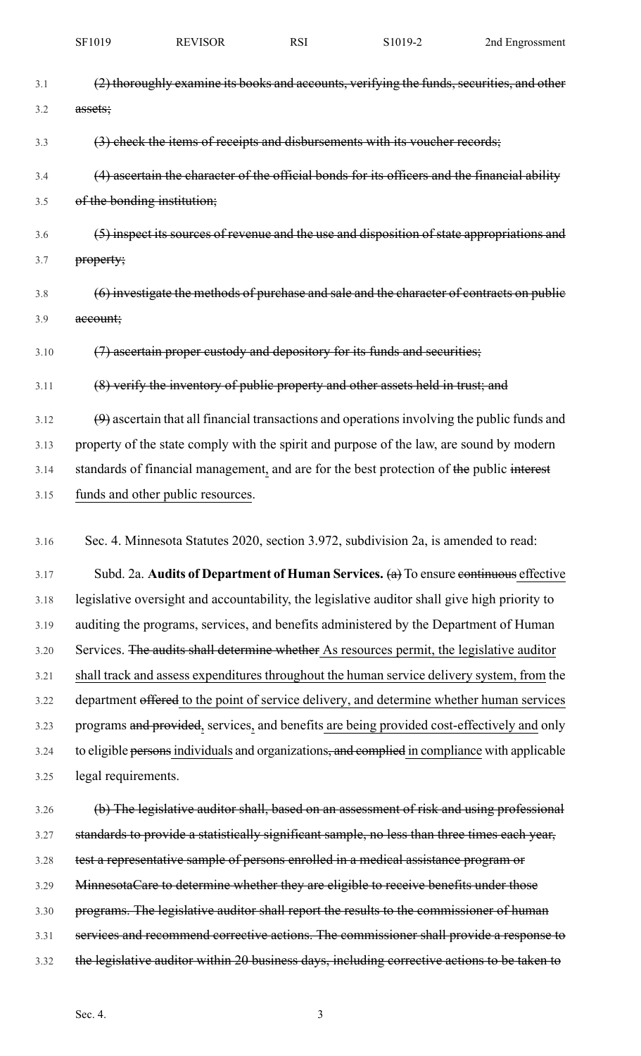~~(2) thoroughly examine its books and accounts, verifying the funds, securities, and other assets;~~

~~(3) check the items of receipts and disbursements with its voucher records;~~

~~(4) ascertain the character of the official bonds for its officers and the financial ability of the bonding institution;~~

~~(5) inspect its sources of revenue and the use and disposition of state appropriations and property;~~

~~(6) investigate the methods of purchase and sale and the character of contracts on public account;~~

~~(7) ascertain proper custody and depository for its funds and securities;~~

~~(8) verify the inventory of public property and other assets held in trust; and~~

~~(9)~~ ascertain that all financial transactions and operations involving the public funds and property of the state comply with the spirit and purpose of the law, are sound by modern standards of financial management, and are for the best protection of ~~the~~ public ~~interest~~ funds and other public resources.

Sec. 4. Minnesota Statutes 2020, section 3.972, subdivision 2a, is amended to read:

Subd. 2a. **Audits of Department of Human Services.** ~~(a)~~ To ensure ~~continuous~~ effective legislative oversight and accountability, the legislative auditor shall give high priority to auditing the programs, services, and benefits administered by the Department of Human Services. ~~The audits shall determine whether~~ As resources permit, the legislative auditor shall track and assess expenditures throughout the human service delivery system, from the department ~~offered~~ to the point of service delivery, and determine whether human services programs ~~and provided~~, services, and benefits are being provided cost-effectively and only to eligible ~~persons~~ individuals and organizations~~, and complied~~ in compliance with applicable legal requirements.

~~(b) The legislative auditor shall, based on an assessment of risk and using professional standards to provide a statistically significant sample, no less than three times each year, test a representative sample of persons enrolled in a medical assistance program or MinnesotaCare to determine whether they are eligible to receive benefits under those programs. The legislative auditor shall report the results to the commissioner of human services and recommend corrective actions. The commissioner shall provide a response to the legislative auditor within 20 business days, including corrective actions to be taken to~~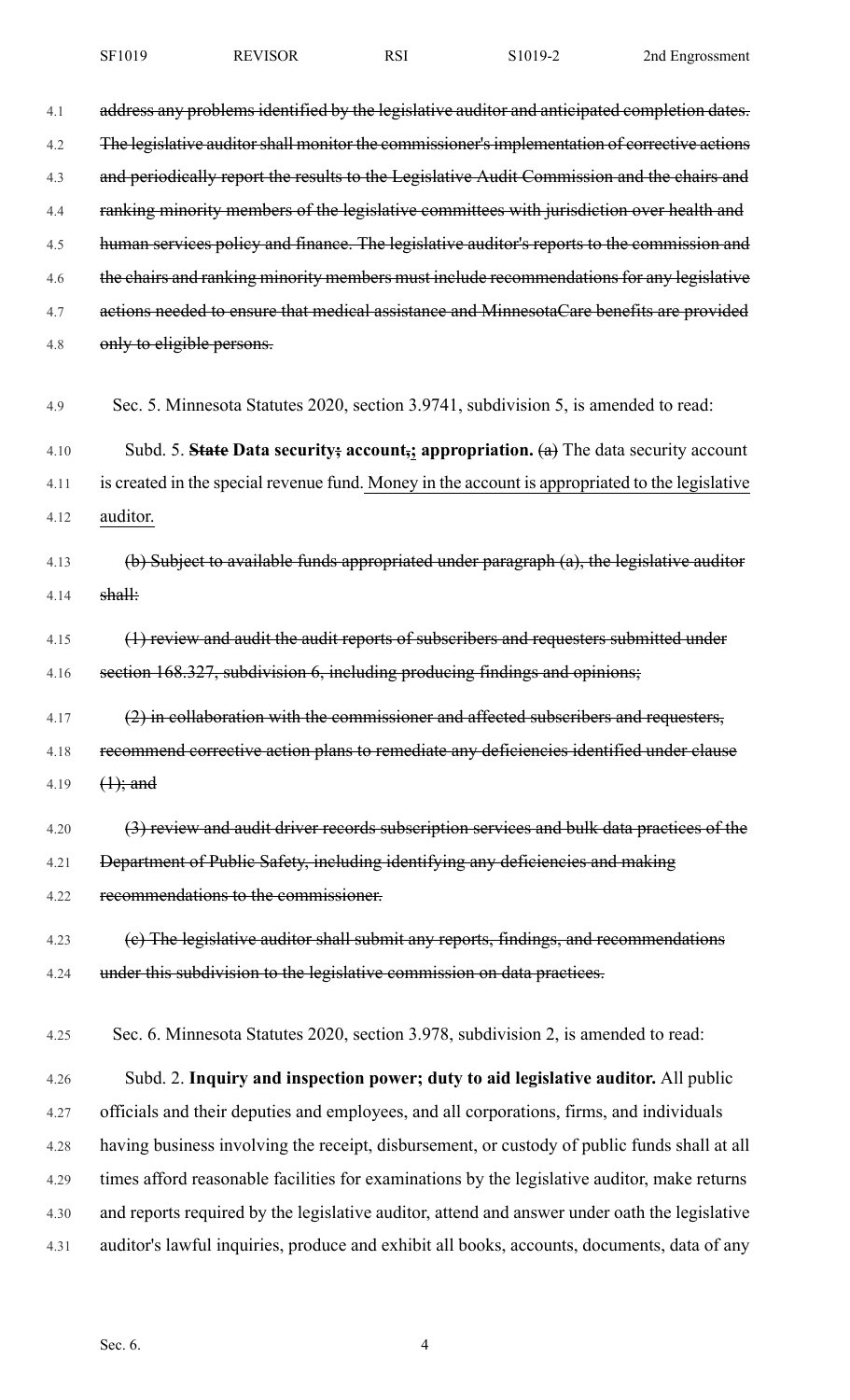~~address any problems identified by the legislative auditor and anticipated completion dates. The legislative auditor shall monitor the commissioner's implementation of corrective actions and periodically report the results to the Legislative Audit Commission and the chairs and ranking minority members of the legislative committees with jurisdiction over health and human services policy and finance. The legislative auditor's reports to the commission and the chairs and ranking minority members must include recommendations for any legislative actions needed to ensure that medical assistance and MinnesotaCare benefits are provided only to eligible persons.~~

Sec. 5. Minnesota Statutes 2020, section 3.9741, subdivision 5, is amended to read:

Subd. 5. ~~**State**~~ **Data security~~;~~ account~~,~~; appropriation.** ~~(a)~~ The data security account is created in the special revenue fund. Money in the account is appropriated to the legislative auditor.

~~(b) Subject to available funds appropriated under paragraph (a), the legislative auditor shall:~~

~~(1) review and audit the audit reports of subscribers and requesters submitted under section 168.327, subdivision 6, including producing findings and opinions;~~

~~(2) in collaboration with the commissioner and affected subscribers and requesters, recommend corrective action plans to remediate any deficiencies identified under clause (1); and~~

~~(3) review and audit driver records subscription services and bulk data practices of the Department of Public Safety, including identifying any deficiencies and making recommendations to the commissioner.~~

~~(c) The legislative auditor shall submit any reports, findings, and recommendations under this subdivision to the legislative commission on data practices.~~

Sec. 6. Minnesota Statutes 2020, section 3.978, subdivision 2, is amended to read:

Subd. 2. **Inquiry and inspection power; duty to aid legislative auditor.** All public officials and their deputies and employees, and all corporations, firms, and individuals having business involving the receipt, disbursement, or custody of public funds shall at all times afford reasonable facilities for examinations by the legislative auditor, make returns and reports required by the legislative auditor, attend and answer under oath the legislative auditor's lawful inquiries, produce and exhibit all books, accounts, documents, data of any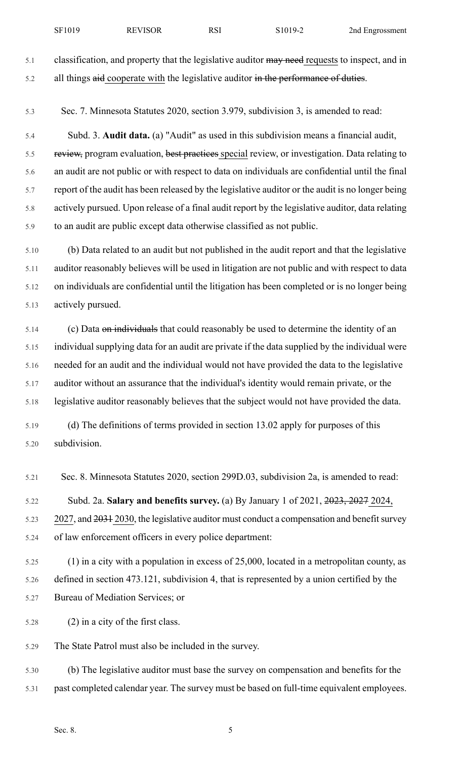classification, and property that the legislative auditor ~~may need~~ requests to inspect, and in all things ~~aid~~ cooperate with the legislative auditor ~~in the performance of duties~~.

Sec. 7. Minnesota Statutes 2020, section 3.979, subdivision 3, is amended to read:

Subd. 3. **Audit data.** (a) "Audit" as used in this subdivision means a financial audit, ~~review,~~ program evaluation, ~~best practices~~ special review, or investigation. Data relating to an audit are not public or with respect to data on individuals are confidential until the final report of the audit has been released by the legislative auditor or the audit is no longer being actively pursued. Upon release of a final audit report by the legislative auditor, data relating to an audit are public except data otherwise classified as not public.

(b) Data related to an audit but not published in the audit report and that the legislative auditor reasonably believes will be used in litigation are not public and with respect to data on individuals are confidential until the litigation has been completed or is no longer being actively pursued.

(c) Data ~~on individuals~~ that could reasonably be used to determine the identity of an individual supplying data for an audit are private if the data supplied by the individual were needed for an audit and the individual would not have provided the data to the legislative auditor without an assurance that the individual's identity would remain private, or the legislative auditor reasonably believes that the subject would not have provided the data.

(d) The definitions of terms provided in section 13.02 apply for purposes of this subdivision.

Sec. 8. Minnesota Statutes 2020, section 299D.03, subdivision 2a, is amended to read:

Subd. 2a. **Salary and benefits survey.** (a) By January 1 of 2021, ~~2023, 2027~~ 2024, 2027, and ~~2031~~ 2030, the legislative auditor must conduct a compensation and benefit survey of law enforcement officers in every police department:

(1) in a city with a population in excess of 25,000, located in a metropolitan county, as defined in section 473.121, subdivision 4, that is represented by a union certified by the Bureau of Mediation Services; or

(2) in a city of the first class.

The State Patrol must also be included in the survey.

(b) The legislative auditor must base the survey on compensation and benefits for the past completed calendar year. The survey must be based on full-time equivalent employees.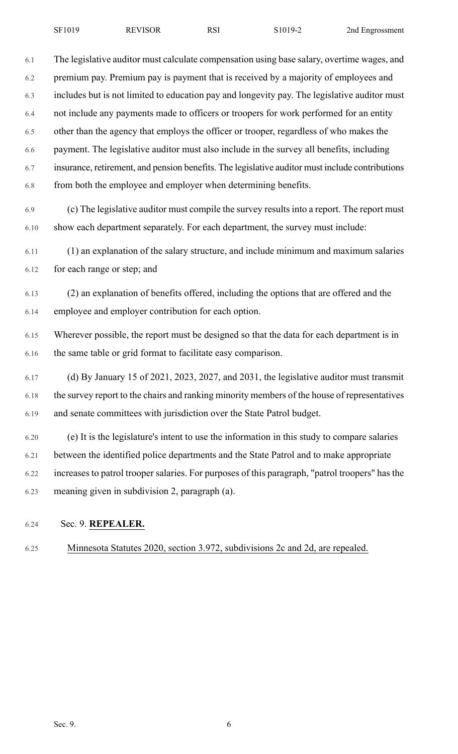The legislative auditor must calculate compensation using base salary, overtime wages, and premium pay. Premium pay is payment that is received by a majority of employees and includes but is not limited to education pay and longevity pay. The legislative auditor must not include any payments made to officers or troopers for work performed for an entity other than the agency that employs the officer or trooper, regardless of who makes the payment. The legislative auditor must also include in the survey all benefits, including insurance, retirement, and pension benefits. The legislative auditor must include contributions from both the employee and employer when determining benefits.

(c) The legislative auditor must compile the survey results into a report. The report must show each department separately. For each department, the survey must include:

(1) an explanation of the salary structure, and include minimum and maximum salaries for each range or step; and

(2) an explanation of benefits offered, including the options that are offered and the employee and employer contribution for each option.

Wherever possible, the report must be designed so that the data for each department is in the same table or grid format to facilitate easy comparison.

(d) By January 15 of 2021, 2023, 2027, and 2031, the legislative auditor must transmit the survey report to the chairs and ranking minority members of the house of representatives and senate committees with jurisdiction over the State Patrol budget.

(e) It is the legislature's intent to use the information in this study to compare salaries between the identified police departments and the State Patrol and to make appropriate increases to patrol trooper salaries. For purposes of this paragraph, "patrol troopers" has the meaning given in subdivision 2, paragraph (a).

Sec. 9. **REPEALER.**

Minnesota Statutes 2020, section 3.972, subdivisions 2c and 2d, are repealed.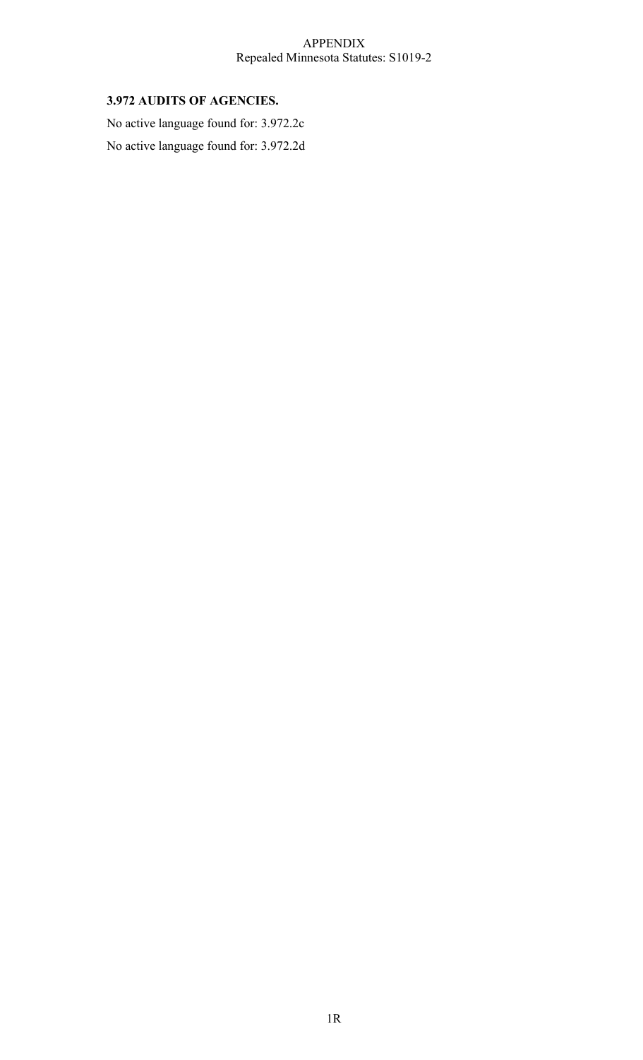APPENDIX
Repealed Minnesota Statutes: S1019-2

**3.972 AUDITS OF AGENCIES.**

No active language found for: 3.972.2c

No active language found for: 3.972.2d